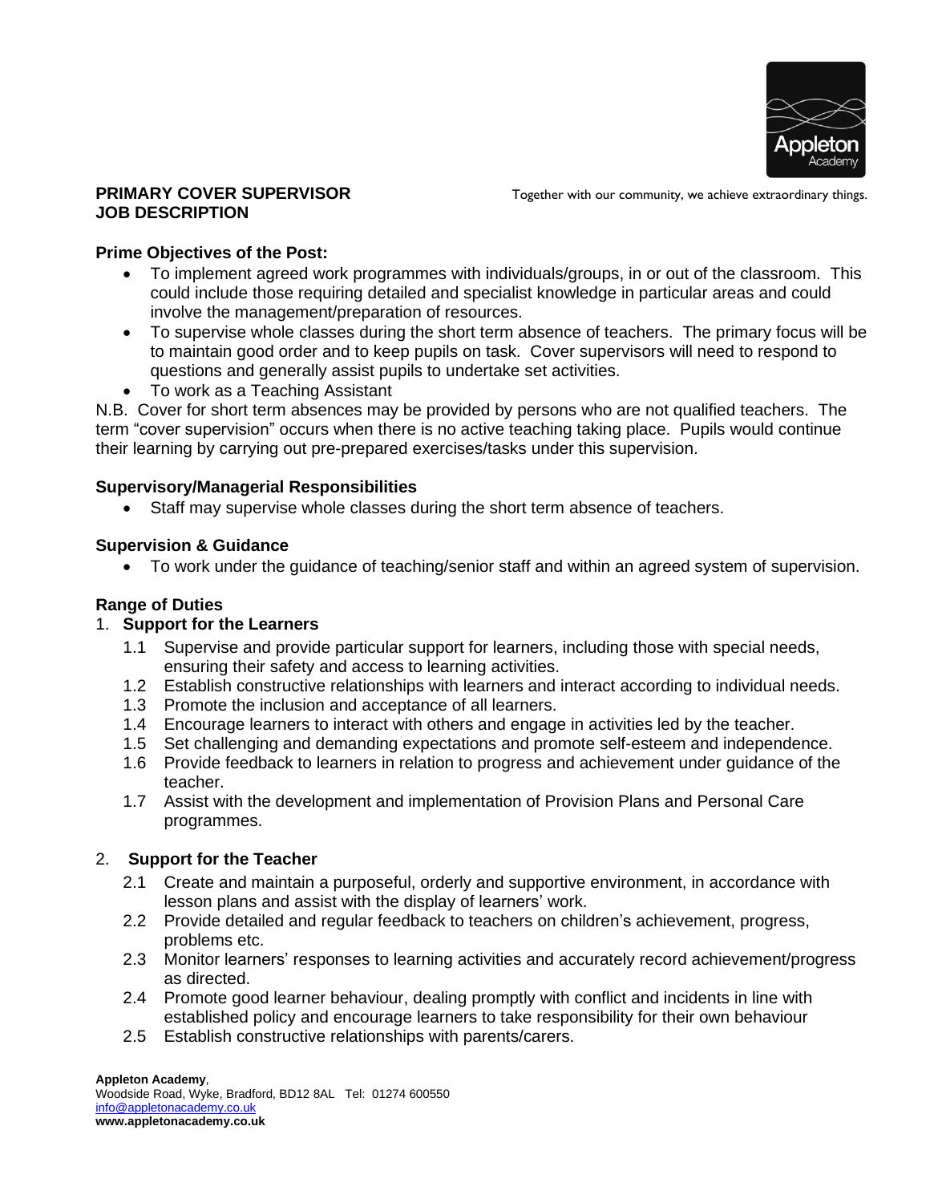**PRIMARY COVER SUPERVISOR**
**JOB DESCRIPTION**

Together with our community, we achieve extraordinary things.

**Prime Objectives of the Post:**

- To implement agreed work programmes with individuals/groups, in or out of the classroom. This could include those requiring detailed and specialist knowledge in particular areas and could involve the management/preparation of resources.
- To supervise whole classes during the short term absence of teachers. The primary focus will be to maintain good order and to keep pupils on task. Cover supervisors will need to respond to questions and generally assist pupils to undertake set activities.
- To work as a Teaching Assistant

N.B. Cover for short term absences may be provided by persons who are not qualified teachers. The term "cover supervision" occurs when there is no active teaching taking place. Pupils would continue their learning by carrying out pre-prepared exercises/tasks under this supervision.

**Supervisory/Managerial Responsibilities**

- Staff may supervise whole classes during the short term absence of teachers.

**Supervision & Guidance**

- To work under the guidance of teaching/senior staff and within an agreed system of supervision.

**Range of Duties**

1. **Support for the Learners**
   - 1.1 Supervise and provide particular support for learners, including those with special needs, ensuring their safety and access to learning activities.
   - 1.2 Establish constructive relationships with learners and interact according to individual needs.
   - 1.3 Promote the inclusion and acceptance of all learners.
   - 1.4 Encourage learners to interact with others and engage in activities led by the teacher.
   - 1.5 Set challenging and demanding expectations and promote self-esteem and independence.
   - 1.6 Provide feedback to learners in relation to progress and achievement under guidance of the teacher.
   - 1.7 Assist with the development and implementation of Provision Plans and Personal Care programmes.

2. **Support for the Teacher**
   - 2.1 Create and maintain a purposeful, orderly and supportive environment, in accordance with lesson plans and assist with the display of learners' work.
   - 2.2 Provide detailed and regular feedback to teachers on children's achievement, progress, problems etc.
   - 2.3 Monitor learners' responses to learning activities and accurately record achievement/progress as directed.
   - 2.4 Promote good learner behaviour, dealing promptly with conflict and incidents in line with established policy and encourage learners to take responsibility for their own behaviour
   - 2.5 Establish constructive relationships with parents/carers.

**Appleton Academy**,
Woodside Road, Wyke, Bradford, BD12 8AL Tel: 01274 600550
info@appletonacademy.co.uk
**www.appletonacademy.co.uk**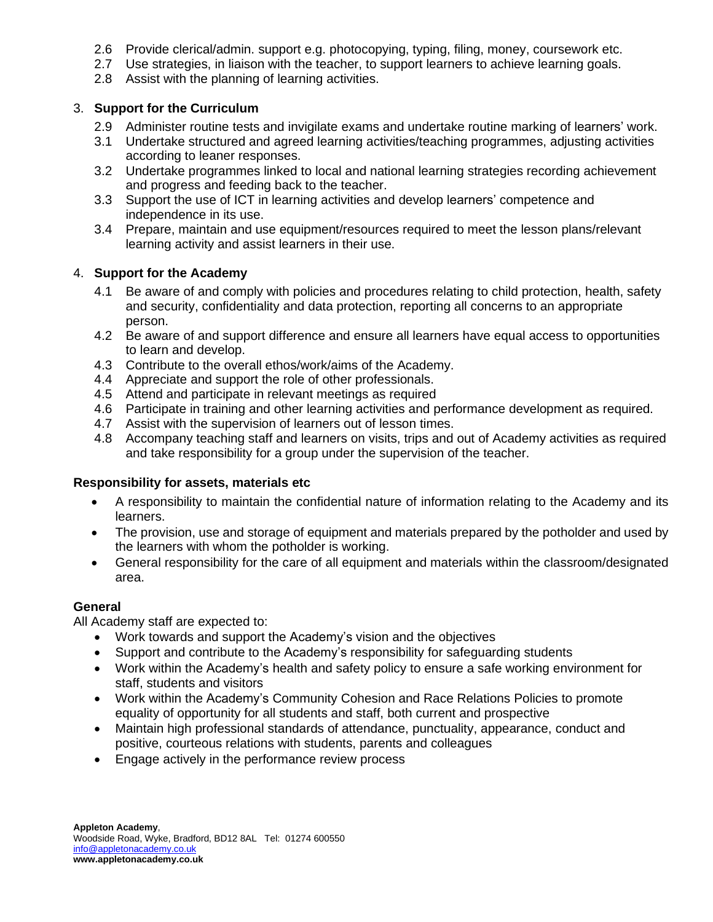2.6 Provide clerical/admin. support e.g. photocopying, typing, filing, money, coursework etc.
2.7 Use strategies, in liaison with the teacher, to support learners to achieve learning goals.
2.8 Assist with the planning of learning activities.

3. **Support for the Curriculum**

2.9 Administer routine tests and invigilate exams and undertake routine marking of learners' work.
3.1 Undertake structured and agreed learning activities/teaching programmes, adjusting activities according to leaner responses.
3.2 Undertake programmes linked to local and national learning strategies recording achievement and progress and feeding back to the teacher.
3.3 Support the use of ICT in learning activities and develop learners' competence and independence in its use.
3.4 Prepare, maintain and use equipment/resources required to meet the lesson plans/relevant learning activity and assist learners in their use.

4. **Support for the Academy**

4.1 Be aware of and comply with policies and procedures relating to child protection, health, safety and security, confidentiality and data protection, reporting all concerns to an appropriate person.
4.2 Be aware of and support difference and ensure all learners have equal access to opportunities to learn and develop.
4.3 Contribute to the overall ethos/work/aims of the Academy.
4.4 Appreciate and support the role of other professionals.
4.5 Attend and participate in relevant meetings as required
4.6 Participate in training and other learning activities and performance development as required.
4.7 Assist with the supervision of learners out of lesson times.
4.8 Accompany teaching staff and learners on visits, trips and out of Academy activities as required and take responsibility for a group under the supervision of the teacher.

**Responsibility for assets, materials etc**

- A responsibility to maintain the confidential nature of information relating to the Academy and its learners.
- The provision, use and storage of equipment and materials prepared by the potholder and used by the learners with whom the potholder is working.
- General responsibility for the care of all equipment and materials within the classroom/designated area.

**General**

All Academy staff are expected to:

- Work towards and support the Academy's vision and the objectives
- Support and contribute to the Academy's responsibility for safeguarding students
- Work within the Academy's health and safety policy to ensure a safe working environment for staff, students and visitors
- Work within the Academy's Community Cohesion and Race Relations Policies to promote equality of opportunity for all students and staff, both current and prospective
- Maintain high professional standards of attendance, punctuality, appearance, conduct and positive, courteous relations with students, parents and colleagues
- Engage actively in the performance review process

**Appleton Academy**,
Woodside Road, Wyke, Bradford, BD12 8AL Tel: 01274 600550
info@appletonacademy.co.uk
**www.appletonacademy.co.uk**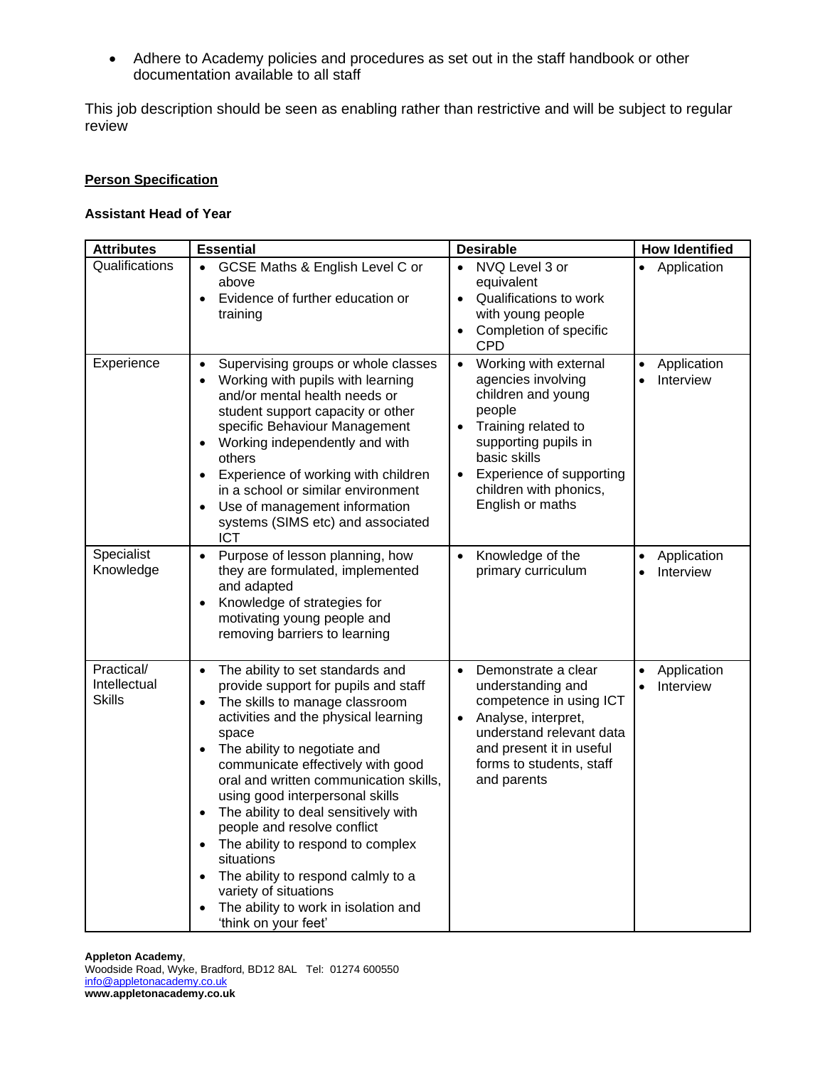- Adhere to Academy policies and procedures as set out in the staff handbook or other documentation available to all staff

This job description should be seen as enabling rather than restrictive and will be subject to regular review

**Person Specification**

**Assistant Head of Year**

| Attributes | Essential | Desirable | How Identified |
|---|---|---|---|
| Qualifications | • GCSE Maths & English Level C or above<br>• Evidence of further education or training | • NVQ Level 3 or equivalent<br>• Qualifications to work with young people<br>• Completion of specific CPD | • Application |
| Experience | • Supervising groups or whole classes<br>• Working with pupils with learning and/or mental health needs or student support capacity or other specific Behaviour Management<br>• Working independently and with others<br>• Experience of working with children in a school or similar environment<br>• Use of management information systems (SIMS etc) and associated ICT | • Working with external agencies involving children and young people<br>• Training related to supporting pupils in basic skills<br>• Experience of supporting children with phonics, English or maths | • Application<br>• Interview |
| Specialist Knowledge | • Purpose of lesson planning, how they are formulated, implemented and adapted<br>• Knowledge of strategies for motivating young people and removing barriers to learning | • Knowledge of the primary curriculum | • Application<br>• Interview |
| Practical/ Intellectual Skills | • The ability to set standards and provide support for pupils and staff<br>• The skills to manage classroom activities and the physical learning space<br>• The ability to negotiate and communicate effectively with good oral and written communication skills, using good interpersonal skills<br>• The ability to deal sensitively with people and resolve conflict<br>• The ability to respond to complex situations<br>• The ability to respond calmly to a variety of situations<br>• The ability to work in isolation and 'think on your feet' | • Demonstrate a clear understanding and competence in using ICT<br>• Analyse, interpret, understand relevant data and present it in useful forms to students, staff and parents | • Application<br>• Interview |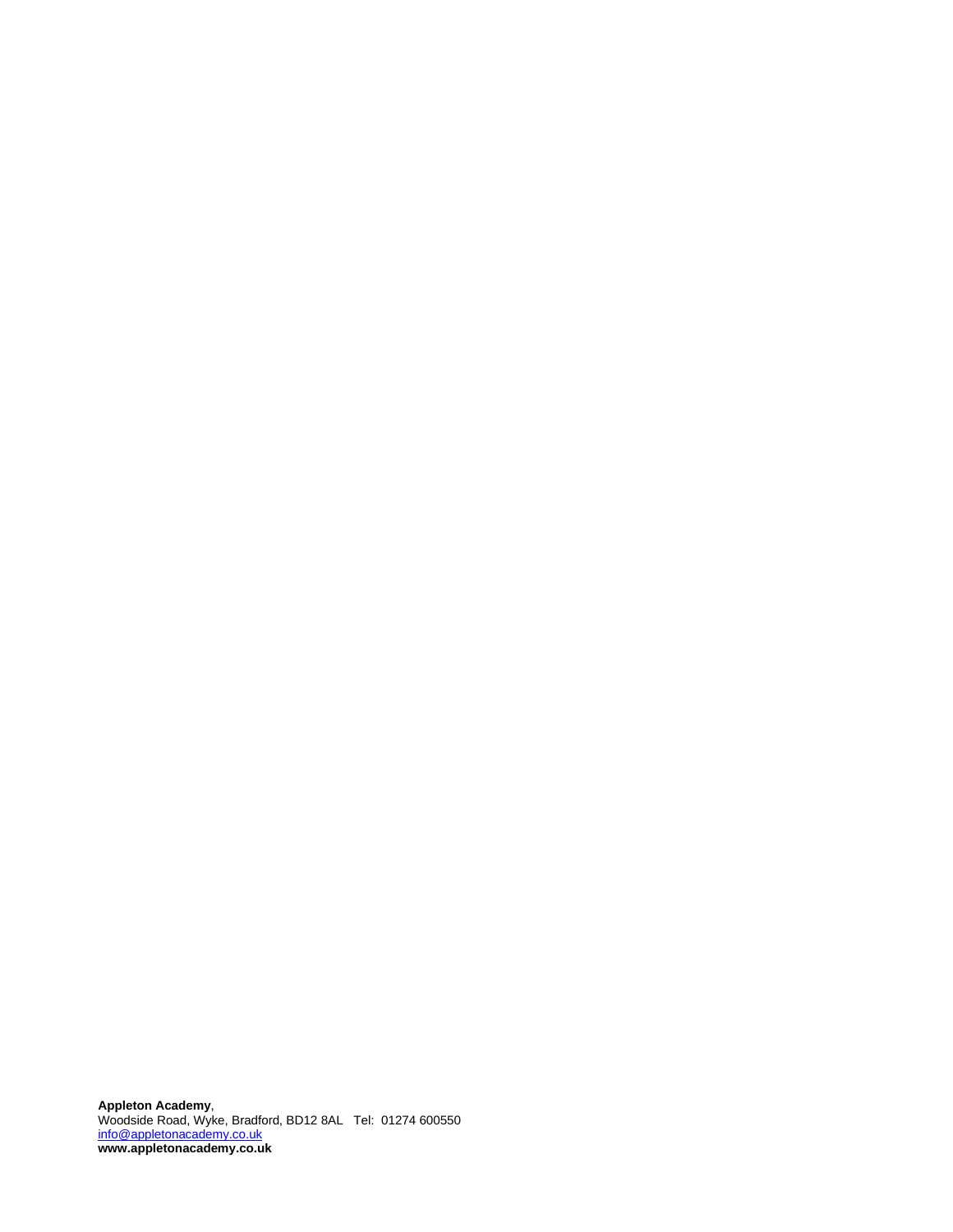**Appleton Academy**,
Woodside Road, Wyke, Bradford, BD12 8AL   Tel:  01274 600550
info@appletonacademy.co.uk
**www.appletonacademy.co.uk**